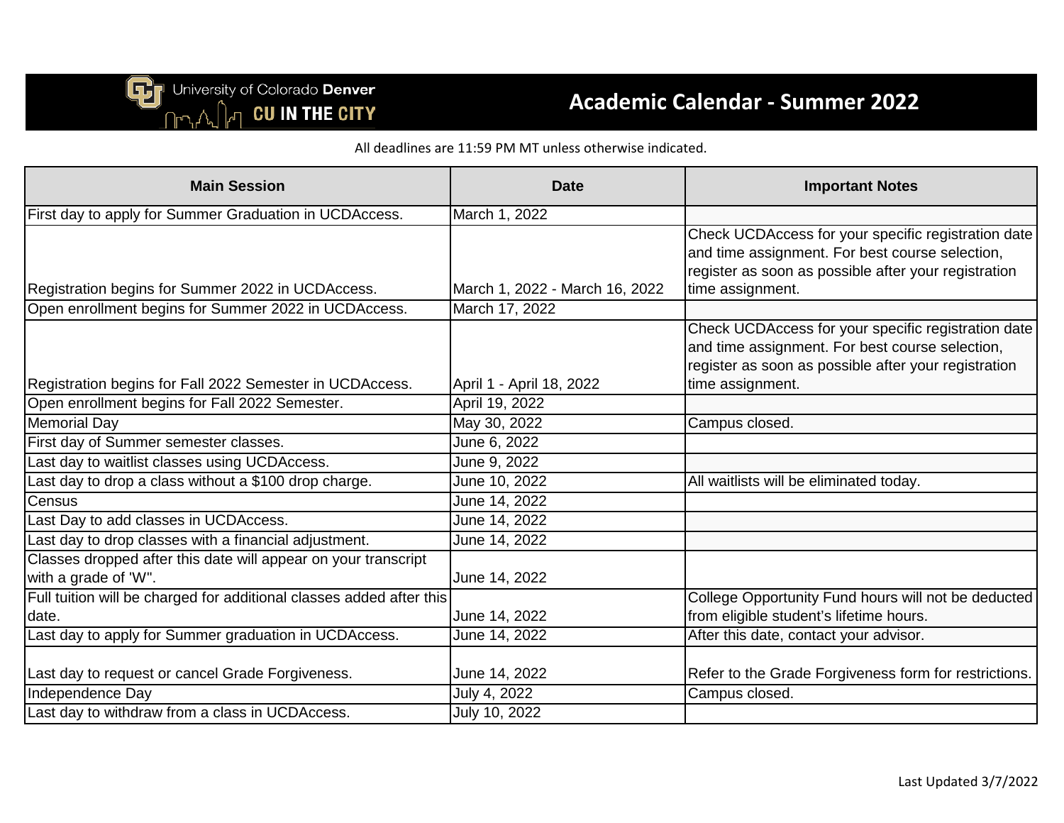University of Colorado Denver
CU IN THE CITY

# Academic Calendar - Summer 2022

All deadlines are 11:59 PM MT unless otherwise indicated.

| Main Session | Date | Important Notes |
|---|---|---|
| First day to apply for Summer Graduation in UCDAccess. | March 1, 2022 | |
| Registration begins for Summer 2022 in UCDAccess. | March 1, 2022 - March 16, 2022 | Check UCDAccess for your specific registration date and time assignment. For best course selection, register as soon as possible after your registration time assignment. |
| Open enrollment begins for Summer 2022 in UCDAccess. | March 17, 2022 | |
| Registration begins for Fall 2022 Semester in UCDAccess. | April 1 - April 18, 2022 | Check UCDAccess for your specific registration date and time assignment. For best course selection, register as soon as possible after your registration time assignment. |
| Open enrollment begins for Fall 2022 Semester. | April 19, 2022 | |
| Memorial Day | May 30, 2022 | Campus closed. |
| First day of Summer semester classes. | June 6, 2022 | |
| Last day to waitlist classes using UCDAccess. | June 9, 2022 | |
| Last day to drop a class without a $100 drop charge. | June 10, 2022 | All waitlists will be eliminated today. |
| Census | June 14, 2022 | |
| Last Day to add classes in UCDAccess. | June 14, 2022 | |
| Last day to drop classes with a financial adjustment. | June 14, 2022 | |
| Classes dropped after this date will appear on your transcript with a grade of 'W". | June 14, 2022 | |
| Full tuition will be charged for additional classes added after this date. | June 14, 2022 | College Opportunity Fund hours will not be deducted from eligible student's lifetime hours. |
| Last day to apply for Summer graduation in UCDAccess. | June 14, 2022 | After this date, contact your advisor. |
| Last day to request or cancel Grade Forgiveness. | June 14, 2022 | Refer to the Grade Forgiveness form for restrictions. |
| Independence Day | July 4, 2022 | Campus closed. |
| Last day to withdraw from a class in UCDAccess. | July 10, 2022 | |

Last Updated 3/7/2022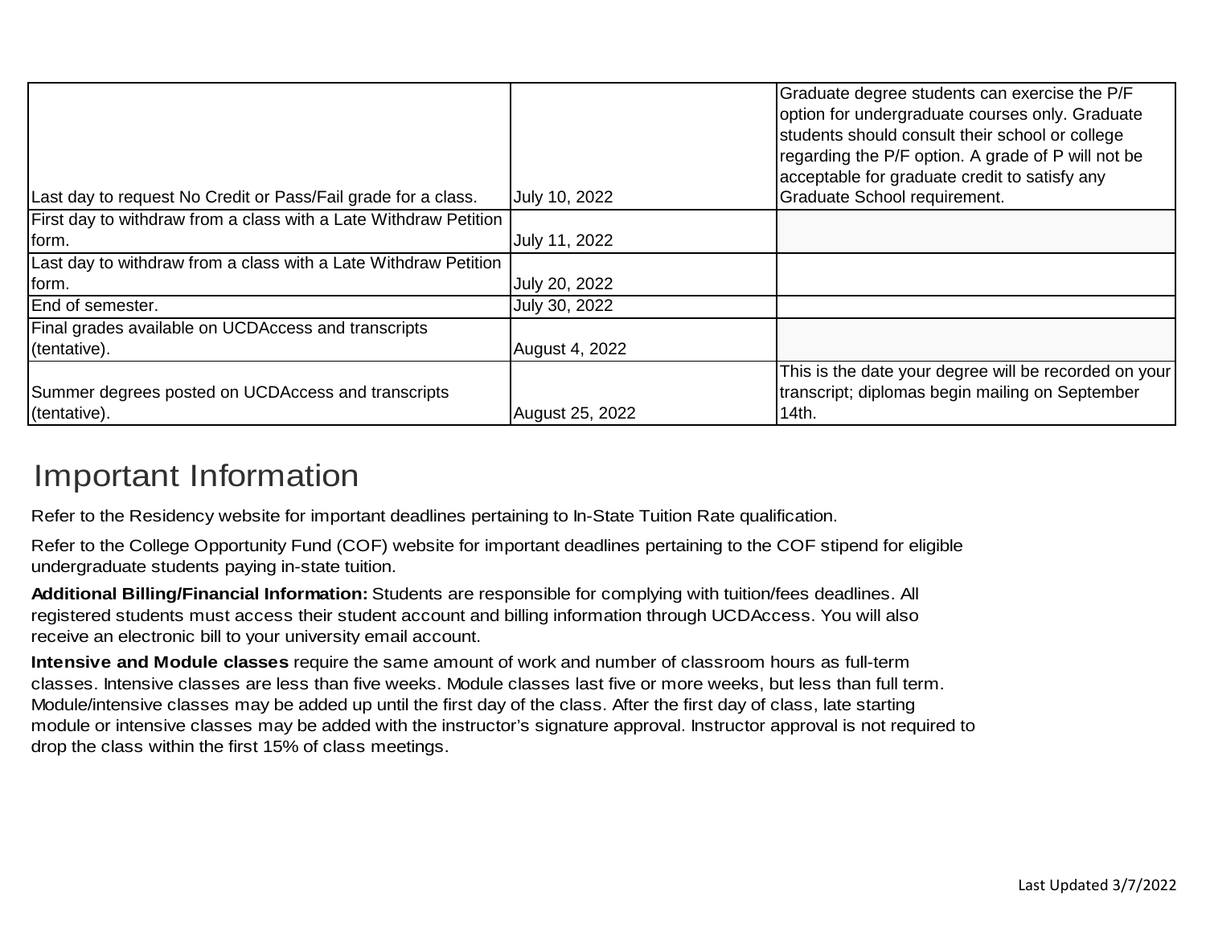| | | |
|---|---|---|
| Last day to request No Credit or Pass/Fail grade for a class. | July 10, 2022 | Graduate degree students can exercise the P/F option for undergraduate courses only. Graduate students should consult their school or college regarding the P/F option. A grade of P will not be acceptable for graduate credit to satisfy any Graduate School requirement. |
| First day to withdraw from a class with a Late Withdraw Petition form. | July 11, 2022 | |
| Last day to withdraw from a class with a Late Withdraw Petition form. | July 20, 2022 | |
| End of semester. | July 30, 2022 | |
| Final grades available on UCDAccess and transcripts (tentative). | August 4, 2022 | |
| Summer degrees posted on UCDAccess and transcripts (tentative). | August 25, 2022 | This is the date your degree will be recorded on your transcript; diplomas begin mailing on September 14th. |

# Important Information

Refer to the Residency website for important deadlines pertaining to In-State Tuition Rate qualification.

Refer to the College Opportunity Fund (COF) website for important deadlines pertaining to the COF stipend for eligible undergraduate students paying in-state tuition.

**Additional Billing/Financial Information:** Students are responsible for complying with tuition/fees deadlines. All registered students must access their student account and billing information through UCDAccess. You will also receive an electronic bill to your university email account.

**Intensive and Module classes** require the same amount of work and number of classroom hours as full-term classes. Intensive classes are less than five weeks. Module classes last five or more weeks, but less than full term. Module/intensive classes may be added up until the first day of the class. After the first day of class, late starting module or intensive classes may be added with the instructor's signature approval. Instructor approval is not required to drop the class within the first 15% of class meetings.

Last Updated 3/7/2022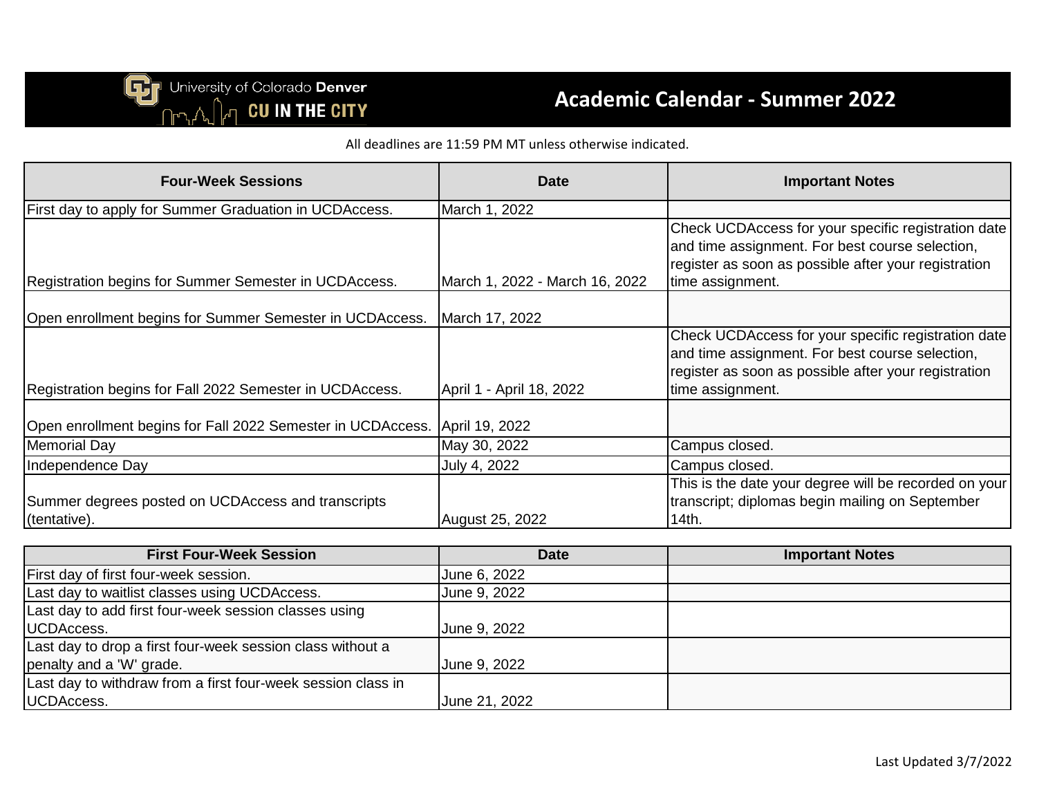University of Colorado Denver
CU IN THE CITY

# Academic Calendar - Summer 2022

All deadlines are 11:59 PM MT unless otherwise indicated.

| Four-Week Sessions | Date | Important Notes |
|---|---|---|
| First day to apply for Summer Graduation in UCDAccess. | March 1, 2022 | |
| Registration begins for Summer Semester in UCDAccess. | March 1, 2022 - March 16, 2022 | Check UCDAccess for your specific registration date and time assignment. For best course selection, register as soon as possible after your registration time assignment. |
| Open enrollment begins for Summer Semester in UCDAccess. | March 17, 2022 | |
| Registration begins for Fall 2022 Semester in UCDAccess. | April 1 - April 18, 2022 | Check UCDAccess for your specific registration date and time assignment. For best course selection, register as soon as possible after your registration time assignment. |
| Open enrollment begins for Fall 2022 Semester in UCDAccess. | April 19, 2022 | |
| Memorial Day | May 30, 2022 | Campus closed. |
| Independence Day | July 4, 2022 | Campus closed. |
| Summer degrees posted on UCDAccess and transcripts (tentative). | August 25, 2022 | This is the date your degree will be recorded on your transcript; diplomas begin mailing on September 14th. |

| First Four-Week Session | Date | Important Notes |
|---|---|---|
| First day of first four-week session. | June 6, 2022 | |
| Last day to waitlist classes using UCDAccess. | June 9, 2022 | |
| Last day to add first four-week session classes using UCDAccess. | June 9, 2022 | |
| Last day to drop a first four-week session class without a penalty and a 'W' grade. | June 9, 2022 | |
| Last day to withdraw from a first four-week session class in UCDAccess. | June 21, 2022 | |

Last Updated 3/7/2022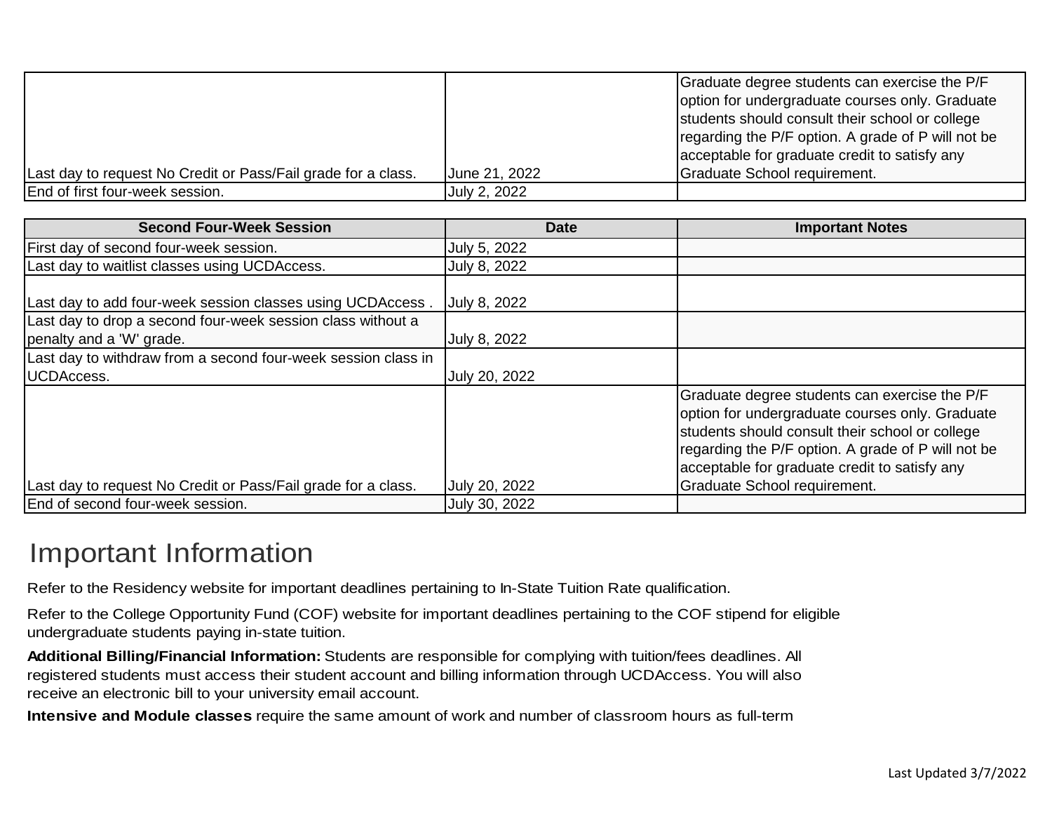| | | |
|---|---|---|
| Last day to request No Credit or Pass/Fail grade for a class. | June 21, 2022 | Graduate degree students can exercise the P/F option for undergraduate courses only. Graduate students should consult their school or college regarding the P/F option. A grade of P will not be acceptable for graduate credit to satisfy any Graduate School requirement. |
| End of first four-week session. | July 2, 2022 | |

| Second Four-Week Session | Date | Important Notes |
|---|---|---|
| First day of second four-week session. | July 5, 2022 | |
| Last day to waitlist classes using UCDAccess. | July 8, 2022 | |
| Last day to add four-week session classes using UCDAccess . | July 8, 2022 | |
| Last day to drop a second four-week session class without a penalty and a 'W' grade. | July 8, 2022 | |
| Last day to withdraw from a second four-week session class in UCDAccess. | July 20, 2022 | |
| Last day to request No Credit or Pass/Fail grade for a class. | July 20, 2022 | Graduate degree students can exercise the P/F option for undergraduate courses only. Graduate students should consult their school or college regarding the P/F option. A grade of P will not be acceptable for graduate credit to satisfy any Graduate School requirement. |
| End of second four-week session. | July 30, 2022 | |

# Important Information

Refer to the Residency website for important deadlines pertaining to In-State Tuition Rate qualification.

Refer to the College Opportunity Fund (COF) website for important deadlines pertaining to the COF stipend for eligible undergraduate students paying in-state tuition.

**Additional Billing/Financial Information:** Students are responsible for complying with tuition/fees deadlines. All registered students must access their student account and billing information through UCDAccess. You will also receive an electronic bill to your university email account.

**Intensive and Module classes** require the same amount of work and number of classroom hours as full-term

Last Updated 3/7/2022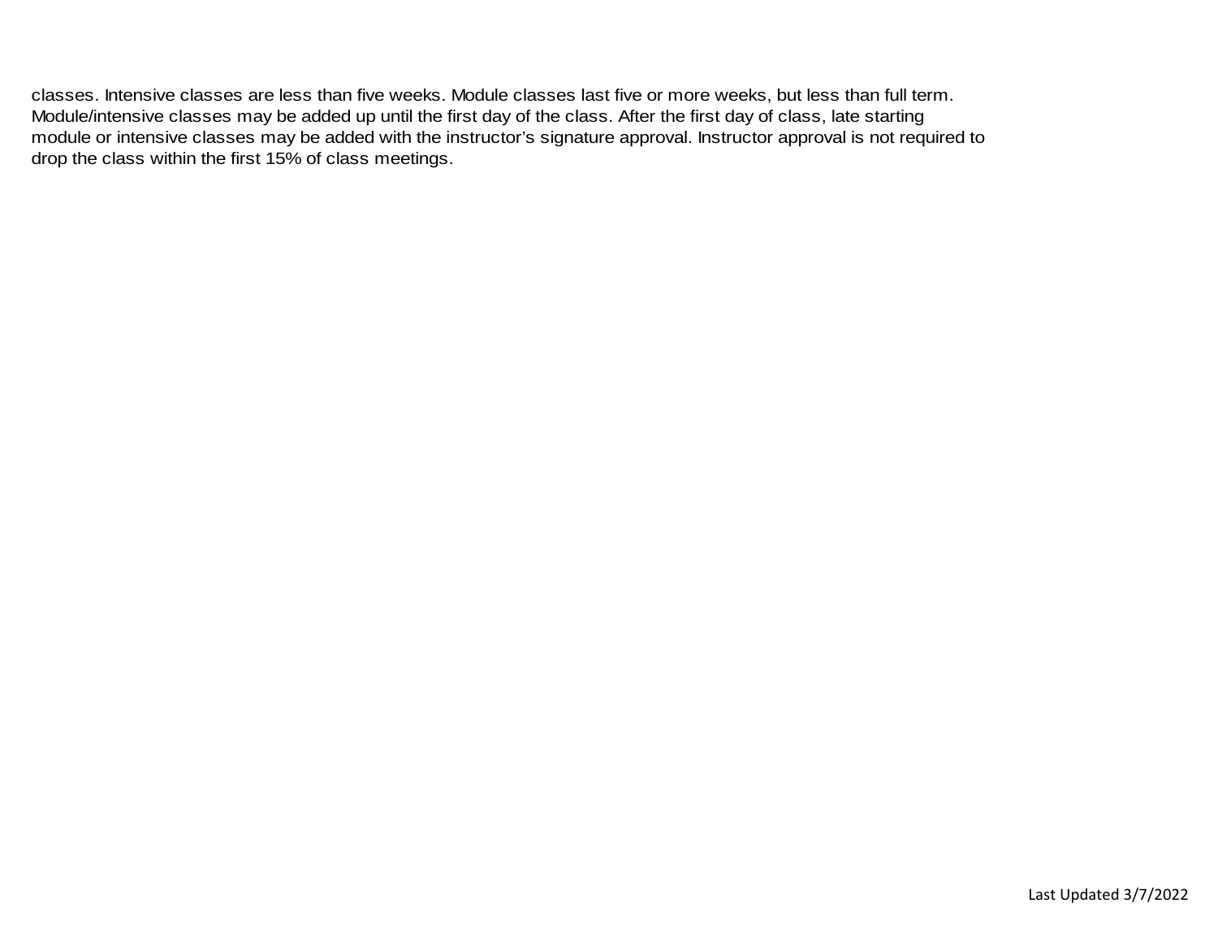classes. Intensive classes are less than five weeks. Module classes last five or more weeks, but less than full term. Module/intensive classes may be added up until the first day of the class. After the first day of class, late starting module or intensive classes may be added with the instructor's signature approval. Instructor approval is not required to drop the class within the first 15% of class meetings.

Last Updated 3/7/2022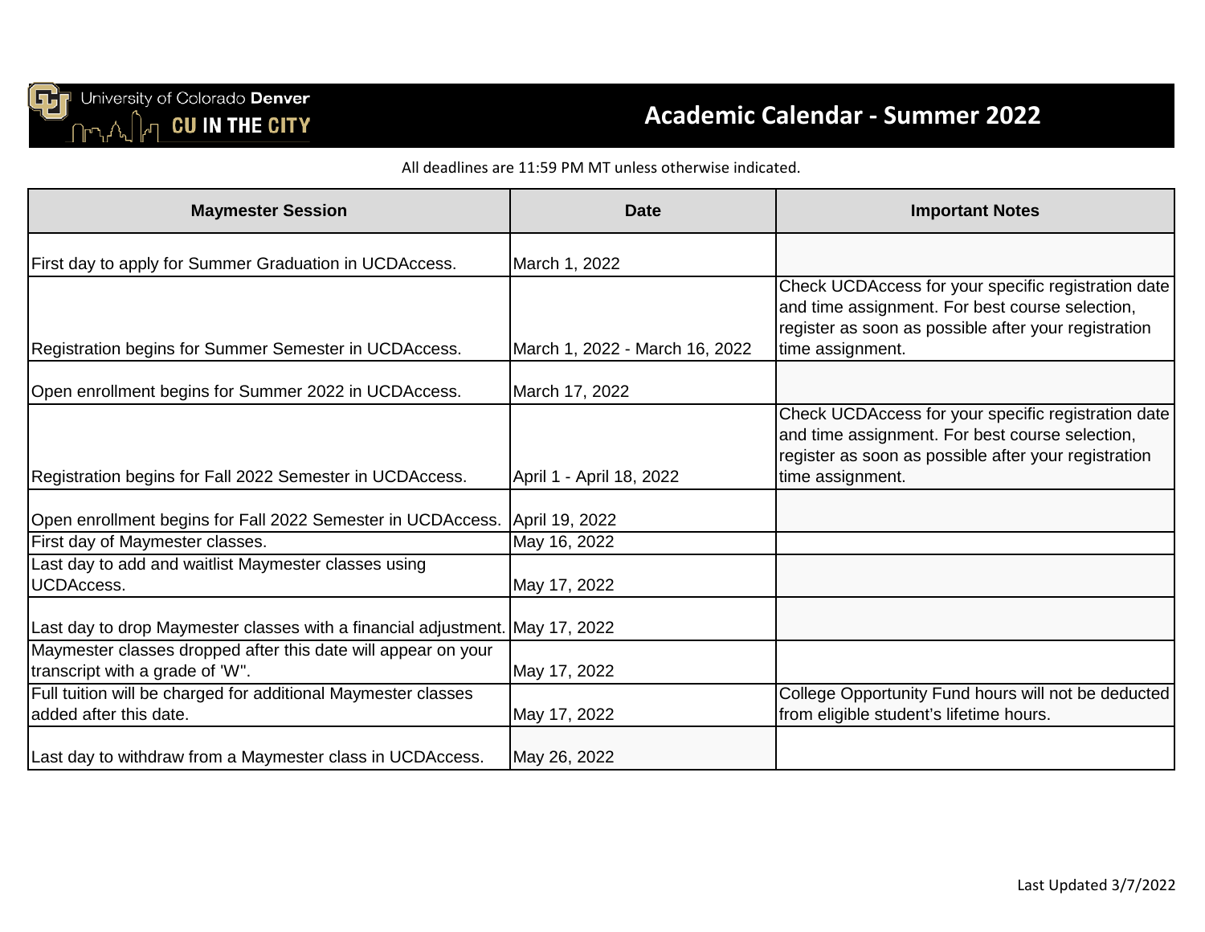University of Colorado **Denver**
**CU IN THE CITY**

# Academic Calendar - Summer 2022

All deadlines are 11:59 PM MT unless otherwise indicated.

| Maymester Session | Date | Important Notes |
|---|---|---|
| First day to apply for Summer Graduation in UCDAccess. | March 1, 2022 | |
| Registration begins for Summer Semester in UCDAccess. | March 1, 2022 - March 16, 2022 | Check UCDAccess for your specific registration date and time assignment. For best course selection, register as soon as possible after your registration time assignment. |
| Open enrollment begins for Summer 2022 in UCDAccess. | March 17, 2022 | |
| Registration begins for Fall 2022 Semester in UCDAccess. | April 1 - April 18, 2022 | Check UCDAccess for your specific registration date and time assignment. For best course selection, register as soon as possible after your registration time assignment. |
| Open enrollment begins for Fall 2022 Semester in UCDAccess. | April 19, 2022 | |
| First day of Maymester classes. | May 16, 2022 | |
| Last day to add and waitlist Maymester classes using UCDAccess. | May 17, 2022 | |
| Last day to drop Maymester classes with a financial adjustment. | May 17, 2022 | |
| Maymester classes dropped after this date will appear on your transcript with a grade of 'W". | May 17, 2022 | |
| Full tuition will be charged for additional Maymester classes added after this date. | May 17, 2022 | College Opportunity Fund hours will not be deducted from eligible student's lifetime hours. |
| Last day to withdraw from a Maymester class in UCDAccess. | May 26, 2022 | |

Last Updated 3/7/2022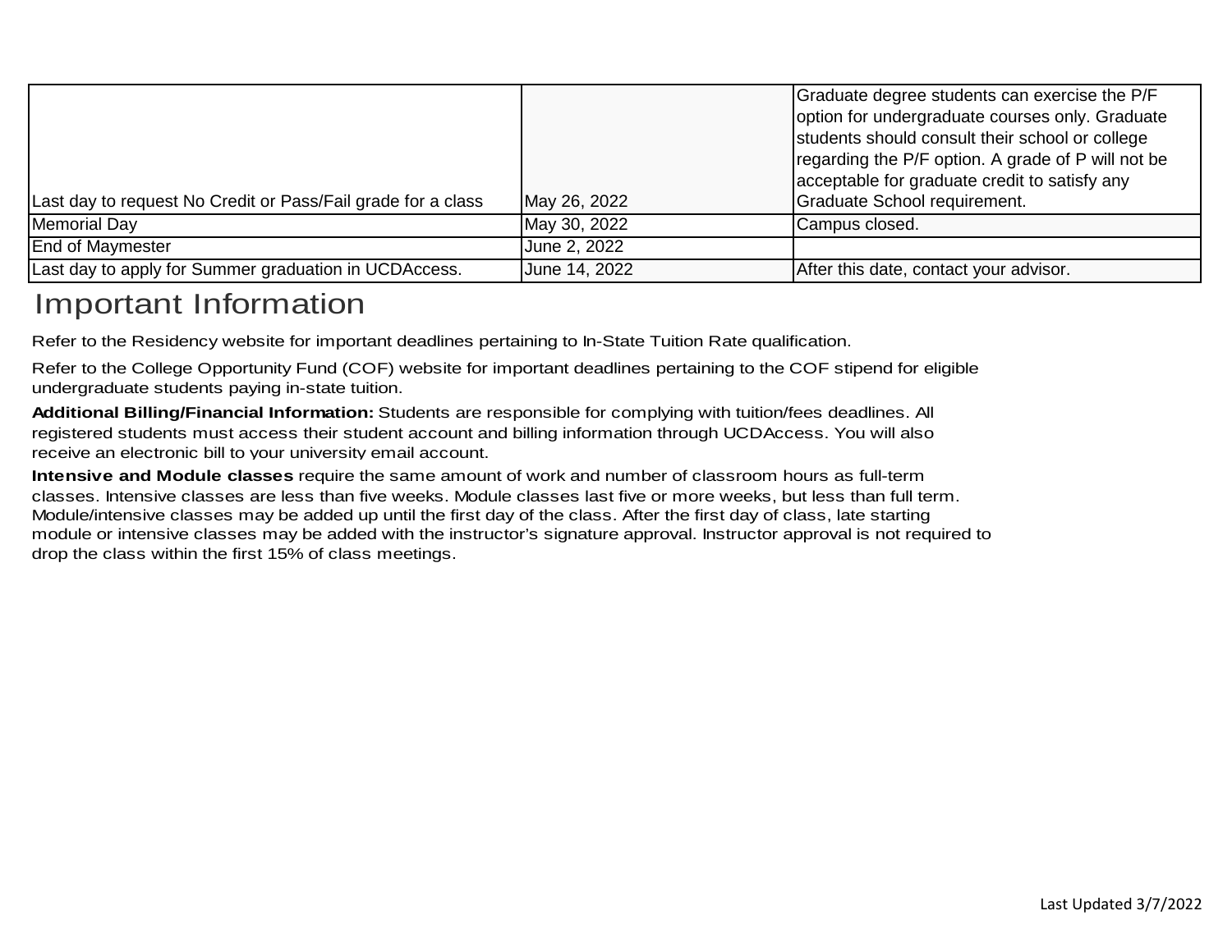| | | |
|---|---|---|
| Last day to request No Credit or Pass/Fail grade for a class | May 26, 2022 | Graduate degree students can exercise the P/F option for undergraduate courses only. Graduate students should consult their school or college regarding the P/F option. A grade of P will not be acceptable for graduate credit to satisfy any Graduate School requirement. |
| Memorial Day | May 30, 2022 | Campus closed. |
| End of Maymester | June 2, 2022 | |
| Last day to apply for Summer graduation in UCDAccess. | June 14, 2022 | After this date, contact your advisor. |

# Important Information

Refer to the Residency website for important deadlines pertaining to In-State Tuition Rate qualification.

Refer to the College Opportunity Fund (COF) website for important deadlines pertaining to the COF stipend for eligible undergraduate students paying in-state tuition.

**Additional Billing/Financial Information:** Students are responsible for complying with tuition/fees deadlines. All registered students must access their student account and billing information through UCDAccess. You will also receive an electronic bill to your university email account.

**Intensive and Module classes** require the same amount of work and number of classroom hours as full-term classes. Intensive classes are less than five weeks. Module classes last five or more weeks, but less than full term. Module/intensive classes may be added up until the first day of the class. After the first day of class, late starting module or intensive classes may be added with the instructor's signature approval. Instructor approval is not required to drop the class within the first 15% of class meetings.

Last Updated 3/7/2022